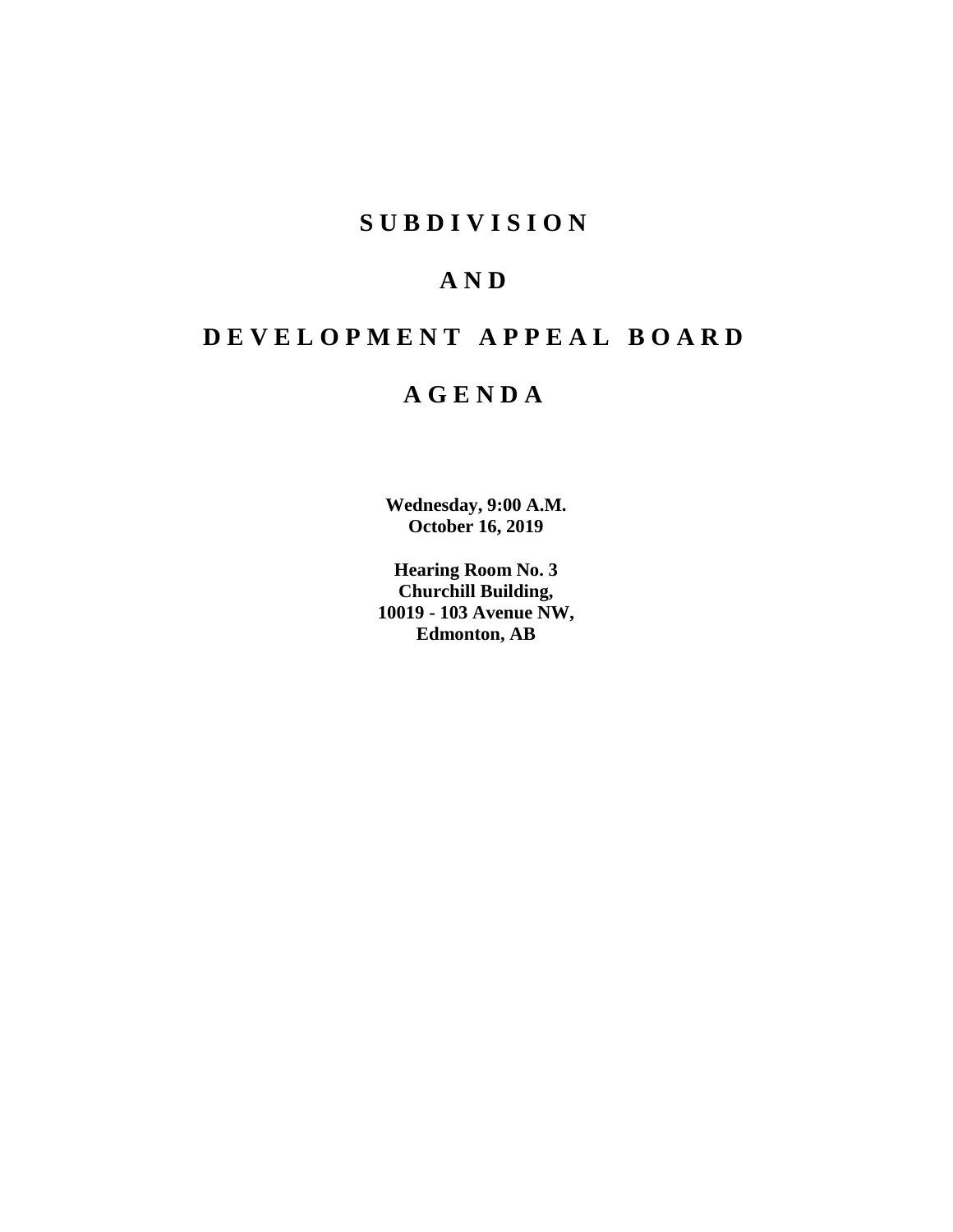# S U B D I V I S I O N

# A N D

# D E V E L O P M E N T   A P P E A L   B O A R D

# A G E N D A

**Wednesday, 9:00 A.M.**
**October 16, 2019**

**Hearing Room No. 3**
**Churchill Building,**
**10019 - 103 Avenue NW,**
**Edmonton, AB**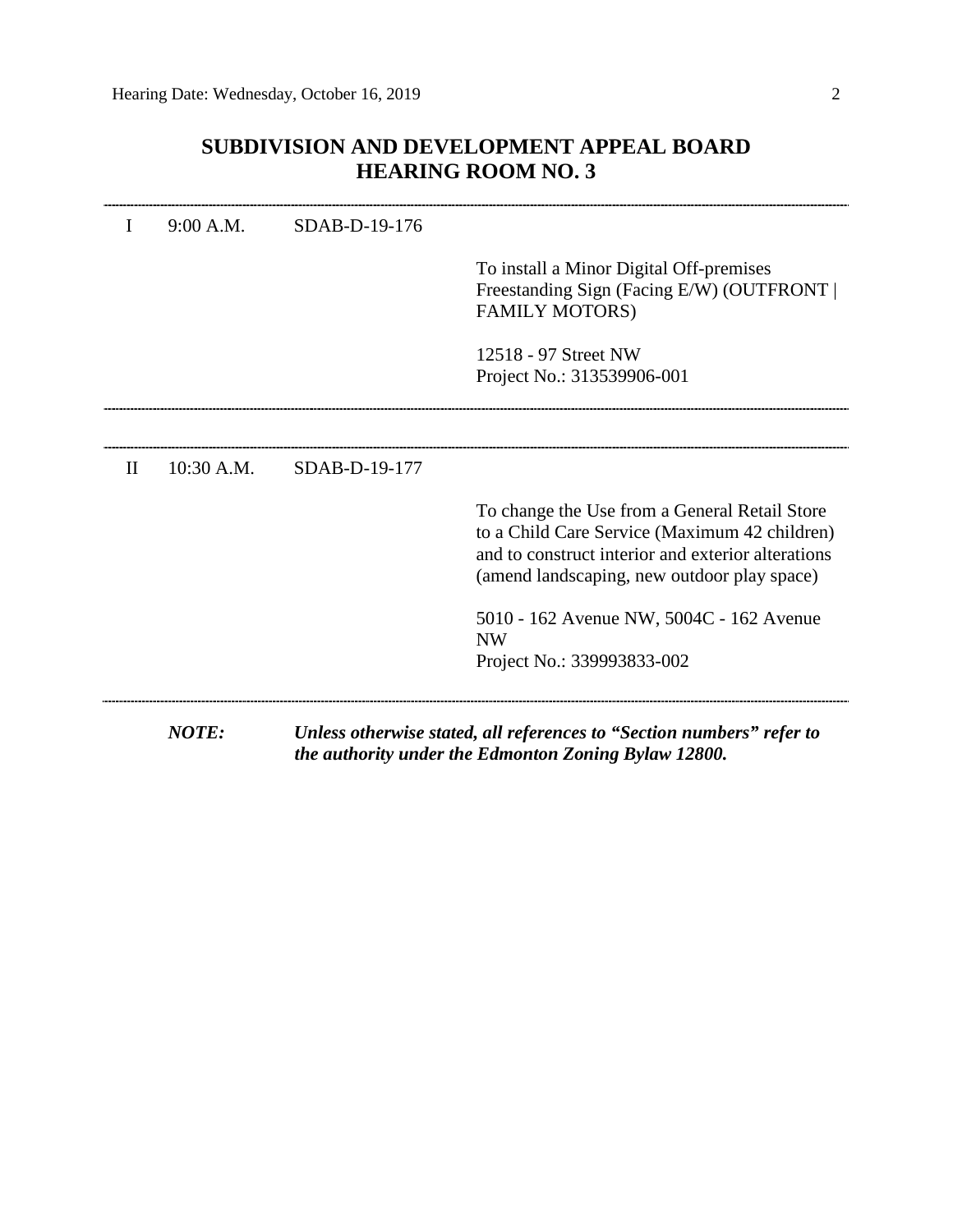# SUBDIVISION AND DEVELOPMENT APPEAL BOARD
# HEARING ROOM NO. 3

---

I 9:00 A.M. SDAB-D-19-176

To install a Minor Digital Off-premises Freestanding Sign (Facing E/W) (OUTFRONT | FAMILY MOTORS)

12518 - 97 Street NW
Project No.: 313539906-001

---

---

II 10:30 A.M. SDAB-D-19-177

To change the Use from a General Retail Store to a Child Care Service (Maximum 42 children) and to construct interior and exterior alterations (amend landscaping, new outdoor play space)

5010 - 162 Avenue NW, 5004C - 162 Avenue NW
Project No.: 339993833-002

---

***NOTE:*** ***Unless otherwise stated, all references to "Section numbers" refer to the authority under the Edmonton Zoning Bylaw 12800.***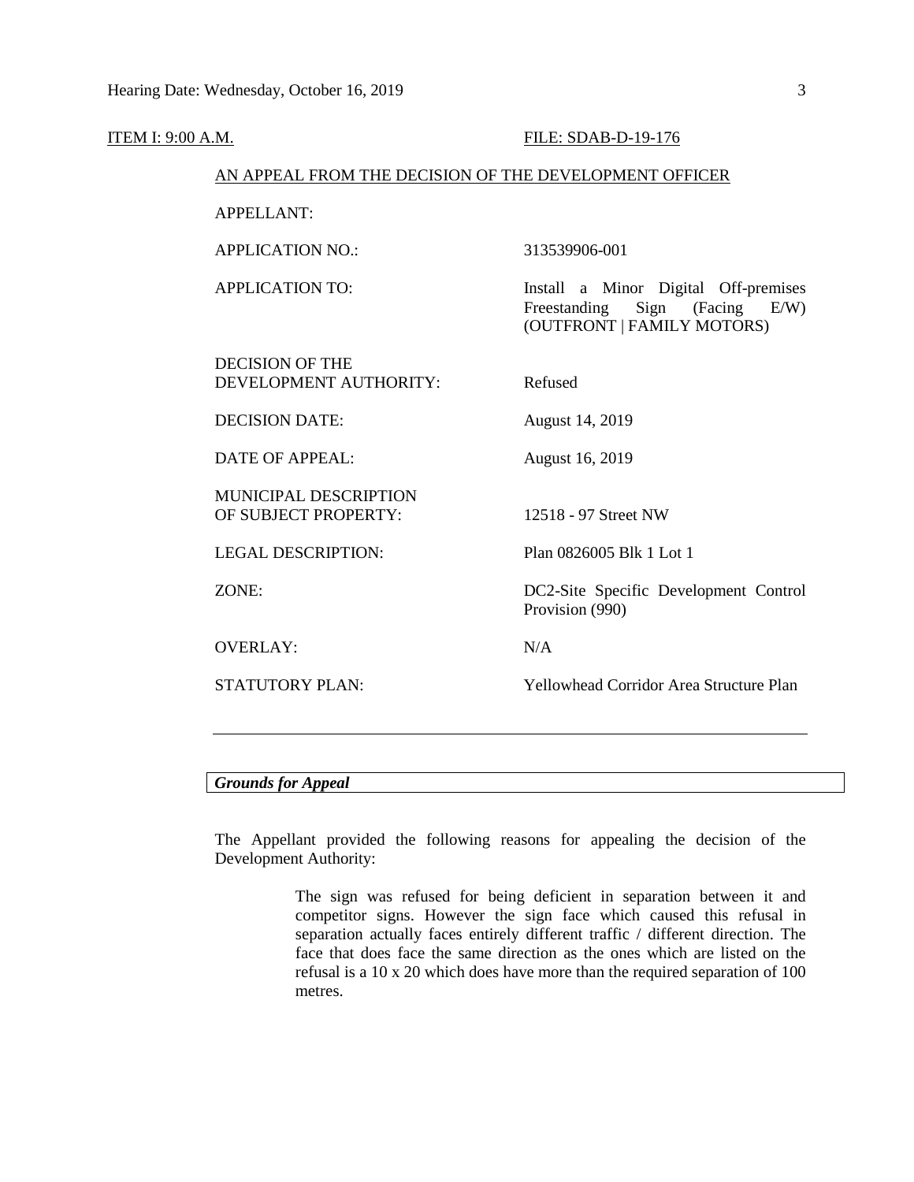ITEM I: 9:00 A.M. FILE: SDAB-D-19-176

AN APPEAL FROM THE DECISION OF THE DEVELOPMENT OFFICER

| | |
|---|---|
| APPELLANT: | |
| APPLICATION NO.: | 313539906-001 |
| APPLICATION TO: | Install a Minor Digital Off-premises Freestanding Sign (Facing E/W) (OUTFRONT \| FAMILY MOTORS) |
| DECISION OF THE DEVELOPMENT AUTHORITY: | Refused |
| DECISION DATE: | August 14, 2019 |
| DATE OF APPEAL: | August 16, 2019 |
| MUNICIPAL DESCRIPTION OF SUBJECT PROPERTY: | 12518 - 97 Street NW |
| LEGAL DESCRIPTION: | Plan 0826005 Blk 1 Lot 1 |
| ZONE: | DC2-Site Specific Development Control Provision (990) |
| OVERLAY: | N/A |
| STATUTORY PLAN: | Yellowhead Corridor Area Structure Plan |

---

***Grounds for Appeal***

The Appellant provided the following reasons for appealing the decision of the Development Authority:

> The sign was refused for being deficient in separation between it and competitor signs. However the sign face which caused this refusal in separation actually faces entirely different traffic / different direction. The face that does face the same direction as the ones which are listed on the refusal is a 10 x 20 which does have more than the required separation of 100 metres.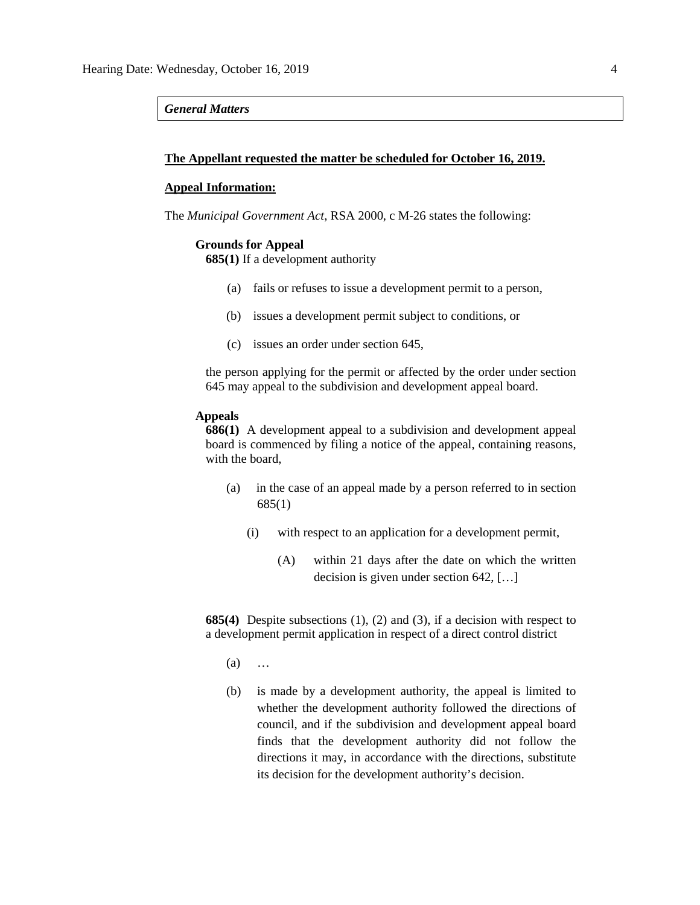***General Matters***

**<u>The Appellant requested the matter be scheduled for October 16, 2019.</u>**

**<u>Appeal Information:</u>**

The *Municipal Government Act*, RSA 2000, c M-26 states the following:

> **Grounds for Appeal**
>
> **685(1)** If a development authority
>
> > (a) fails or refuses to issue a development permit to a person,
> >
> > (b) issues a development permit subject to conditions, or
> >
> > (c) issues an order under section 645,
>
> the person applying for the permit or affected by the order under section 645 may appeal to the subdivision and development appeal board.
>
> **Appeals**
>
> **686(1)** A development appeal to a subdivision and development appeal board is commenced by filing a notice of the appeal, containing reasons, with the board,
>
> > (a) in the case of an appeal made by a person referred to in section 685(1)
> >
> > > (i) with respect to an application for a development permit,
> > >
> > > > (A) within 21 days after the date on which the written decision is given under section 642, […]
>
> **685(4)** Despite subsections (1), (2) and (3), if a decision with respect to a development permit application in respect of a direct control district
>
> > (a) …
> >
> > (b) is made by a development authority, the appeal is limited to whether the development authority followed the directions of council, and if the subdivision and development appeal board finds that the development authority did not follow the directions it may, in accordance with the directions, substitute its decision for the development authority's decision.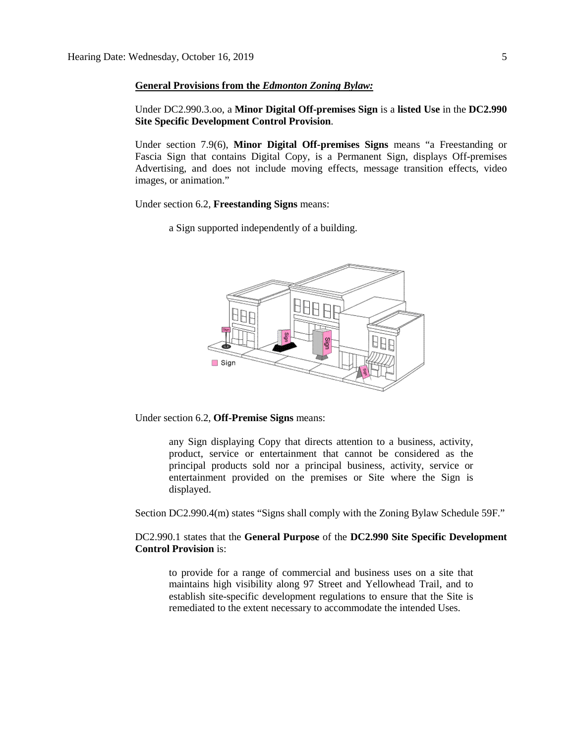**General Provisions from the *Edmonton Zoning Bylaw:***

Under DC2.990.3.oo, a **Minor Digital Off-premises Sign** is a **listed Use** in the **DC2.990 Site Specific Development Control Provision**.

Under section 7.9(6), **Minor Digital Off-premises Signs** means "a Freestanding or Fascia Sign that contains Digital Copy, is a Permanent Sign, displays Off-premises Advertising, and does not include moving effects, message transition effects, video images, or animation."

Under section 6.2, **Freestanding Signs** means:

> a Sign supported independently of a building.

Under section 6.2, **Off-Premise Signs** means:

> any Sign displaying Copy that directs attention to a business, activity, product, service or entertainment that cannot be considered as the principal products sold nor a principal business, activity, service or entertainment provided on the premises or Site where the Sign is displayed.

Section DC2.990.4(m) states "Signs shall comply with the Zoning Bylaw Schedule 59F."

DC2.990.1 states that the **General Purpose** of the **DC2.990 Site Specific Development Control Provision** is:

> to provide for a range of commercial and business uses on a site that maintains high visibility along 97 Street and Yellowhead Trail, and to establish site-specific development regulations to ensure that the Site is remediated to the extent necessary to accommodate the intended Uses.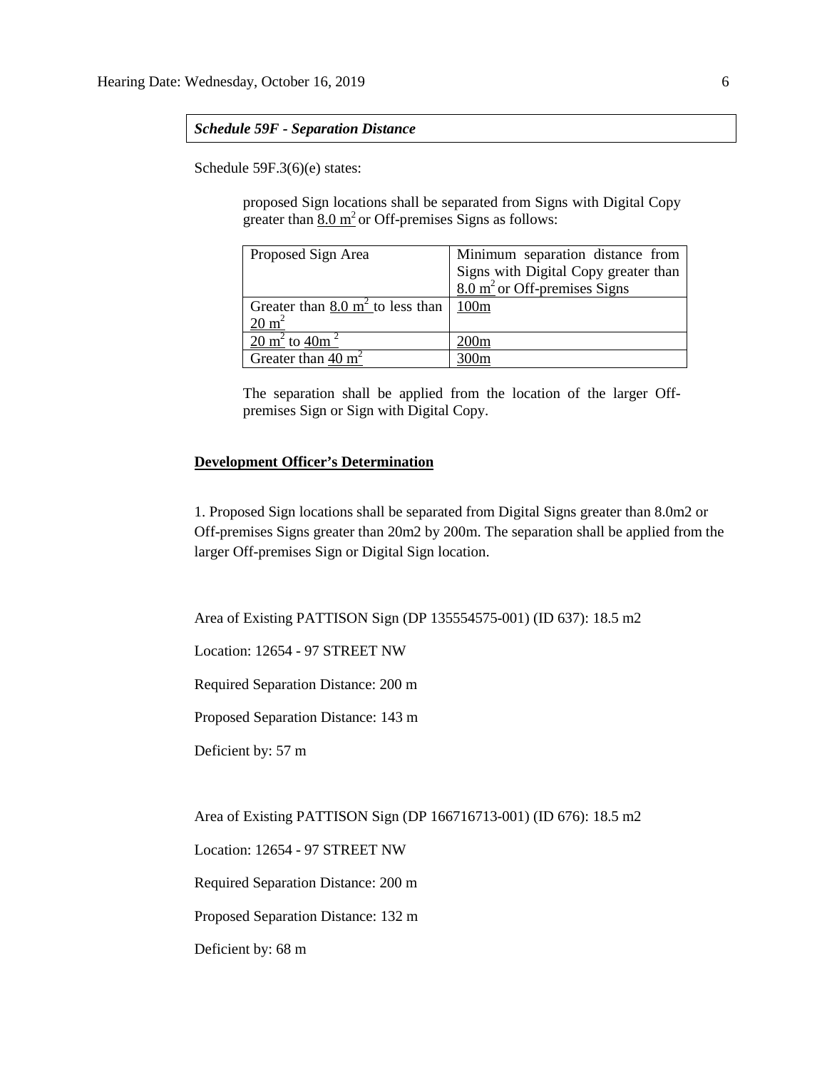***Schedule 59F - Separation Distance***

Schedule 59F.3(6)(e) states:

> proposed Sign locations shall be separated from Signs with Digital Copy greater than $8.0\ m^2$ or Off-premises Signs as follows:

| Proposed Sign Area | Minimum separation distance from Signs with Digital Copy greater than $8.0\ m^2$ or Off-premises Signs |
|---|---|
| Greater than $8.0\ m^2$ to less than $20\ m^2$ | 100m |
| $20\ m^2$ to $40m^2$ | 200m |
| Greater than $40\ m^2$ | 300m |

> The separation shall be applied from the location of the larger Off-premises Sign or Sign with Digital Copy.

**Development Officer's Determination**

1. Proposed Sign locations shall be separated from Digital Signs greater than 8.0m2 or Off-premises Signs greater than 20m2 by 200m. The separation shall be applied from the larger Off-premises Sign or Digital Sign location.

Area of Existing PATTISON Sign (DP 135554575-001) (ID 637): 18.5 m2

Location: 12654 - 97 STREET NW

Required Separation Distance: 200 m

Proposed Separation Distance: 143 m

Deficient by: 57 m

Area of Existing PATTISON Sign (DP 166716713-001) (ID 676): 18.5 m2

Location: 12654 - 97 STREET NW

Required Separation Distance: 200 m

Proposed Separation Distance: 132 m

Deficient by: 68 m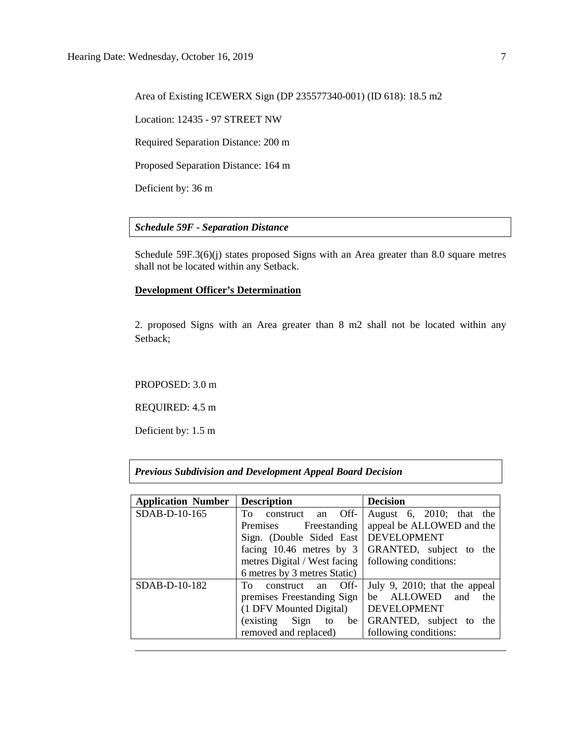Area of Existing ICEWERX Sign (DP 235577340-001) (ID 618): 18.5 m2

Location: 12435 - 97 STREET NW

Required Separation Distance: 200 m

Proposed Separation Distance: 164 m

Deficient by: 36 m

***Schedule 59F - Separation Distance***

Schedule 59F.3(6)(j) states proposed Signs with an Area greater than 8.0 square metres shall not be located within any Setback.

**Development Officer's Determination**

2. proposed Signs with an Area greater than 8 m2 shall not be located within any Setback;

PROPOSED: 3.0 m

REQUIRED: 4.5 m

Deficient by: 1.5 m

***Previous Subdivision and Development Appeal Board Decision***

| Application Number | Description | Decision |
|---|---|---|
| SDAB-D-10-165 | To construct an Off-Premises Freestanding Sign. (Double Sided East facing 10.46 metres by 3 metres Digital / West facing 6 metres by 3 metres Static) | August 6, 2010; that the appeal be ALLOWED and the DEVELOPMENT GRANTED, subject to the following conditions: |
| SDAB-D-10-182 | To construct an Off-premises Freestanding Sign (1 DFV Mounted Digital) (existing Sign to be removed and replaced) | July 9, 2010; that the appeal be ALLOWED and the DEVELOPMENT GRANTED, subject to the following conditions: |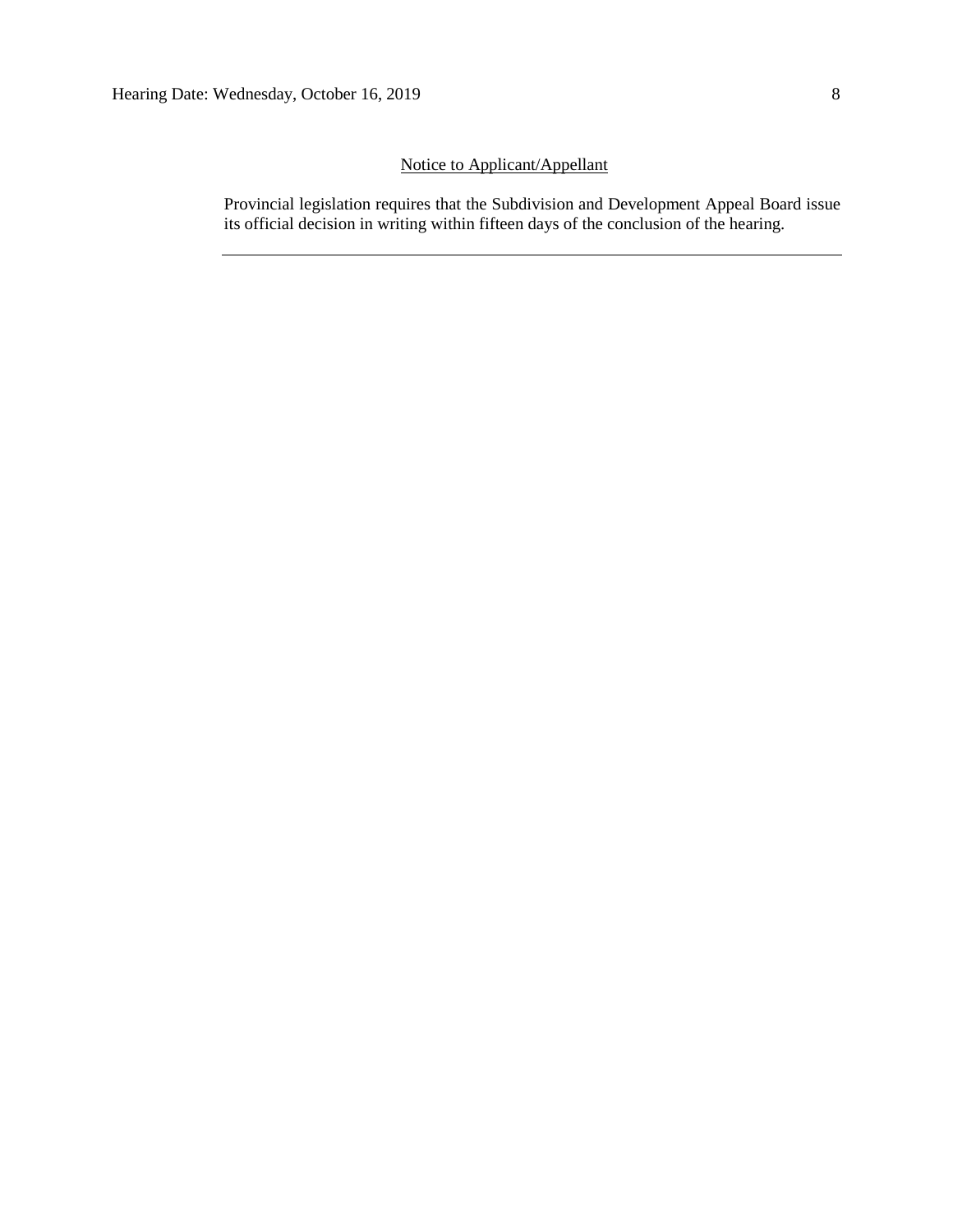Notice to Applicant/Appellant

Provincial legislation requires that the Subdivision and Development Appeal Board issue its official decision in writing within fifteen days of the conclusion of the hearing.

---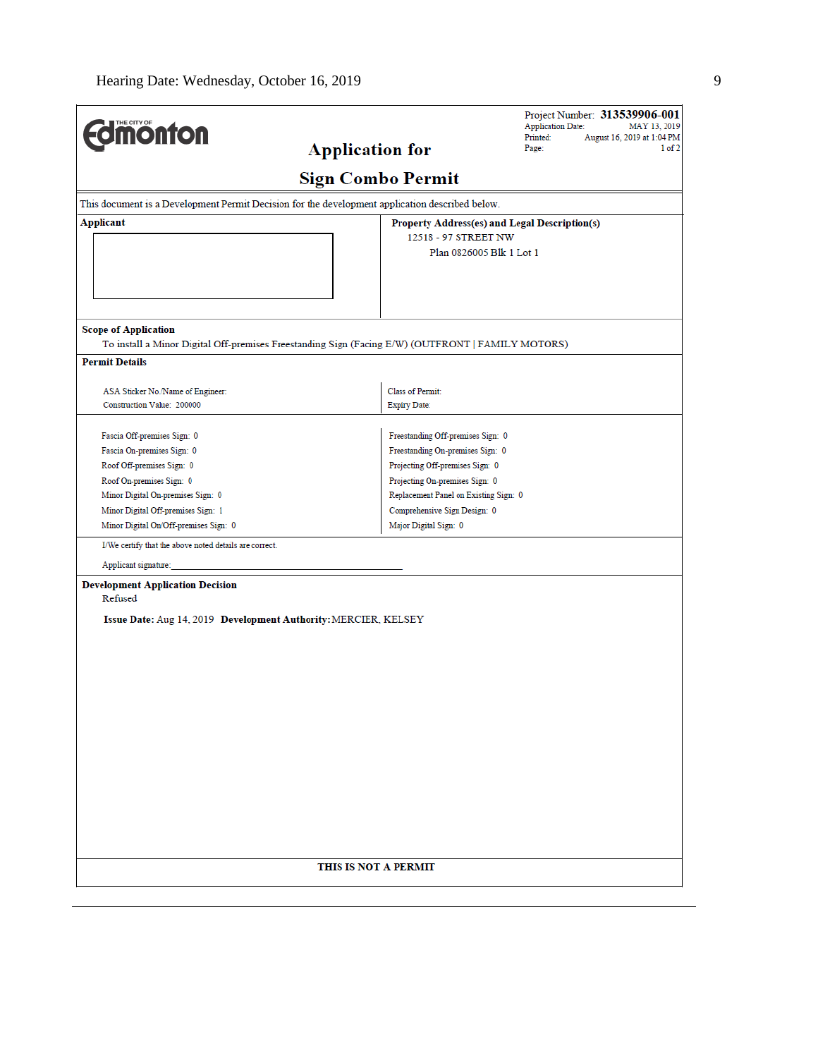**Edmonton** (THE CITY OF)

# Application for Sign Combo Permit

Project Number: **313539906-001**
Application Date: MAY 13, 2019
Printed: August 16, 2019 at 1:04 PM
Page: 1 of 2

This document is a Development Permit Decision for the development application described below.

| **Applicant** | **Property Address(es) and Legal Description(s)** |
|---|---|
| | 12518 - 97 STREET NW<br>Plan 0826005 Blk 1 Lot 1 |

**Scope of Application**

To install a Minor Digital Off-premises Freestanding Sign (Facing E/W) (OUTFRONT | FAMILY MOTORS)

**Permit Details**

| | |
|---|---|
| ASA Sticker No./Name of Engineer: | Class of Permit: |
| Construction Value: 200000 | Expiry Date: |

| | |
|---|---|
| Fascia Off-premises Sign: 0 | Freestanding Off-premises Sign: 0 |
| Fascia On-premises Sign: 0 | Freestanding On-premises Sign: 0 |
| Roof Off-premises Sign: 0 | Projecting Off-premises Sign: 0 |
| Roof On-premises Sign: 0 | Projecting On-premises Sign: 0 |
| Minor Digital On-premises Sign: 0 | Replacement Panel on Existing Sign: 0 |
| Minor Digital Off-premises Sign: 1 | Comprehensive Sign Design: 0 |
| Minor Digital On/Off-premises Sign: 0 | Major Digital Sign: 0 |

I/We certify that the above noted details are correct.

Applicant signature:_______________________________________________

**Development Application Decision**

Refused

**Issue Date:** Aug 14, 2019 **Development Authority:** MERCIER, KELSEY

**THIS IS NOT A PERMIT**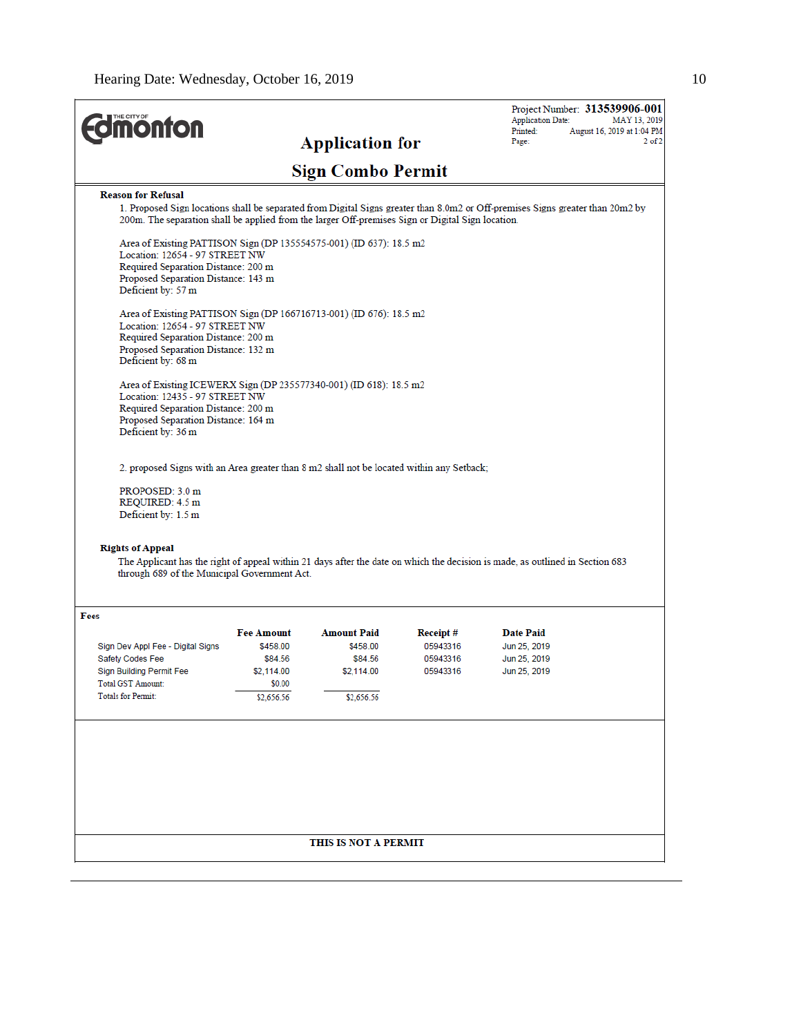Project Number: **313539906-001**
Application Date: MAY 13, 2019
Printed: August 16, 2019 at 1:04 PM
Page: 2 of 2

# Application for Sign Combo Permit

**Reason for Refusal**

1. Proposed Sign locations shall be separated from Digital Signs greater than 8.0m2 or Off-premises Signs greater than 20m2 by 200m. The separation shall be applied from the larger Off-premises Sign or Digital Sign location.

Area of Existing PATTISON Sign (DP 135554575-001) (ID 637): 18.5 m2
Location: 12654 - 97 STREET NW
Required Separation Distance: 200 m
Proposed Separation Distance: 143 m
Deficient by: 57 m

Area of Existing PATTISON Sign (DP 166716713-001) (ID 676): 18.5 m2
Location: 12654 - 97 STREET NW
Required Separation Distance: 200 m
Proposed Separation Distance: 132 m
Deficient by: 68 m

Area of Existing ICEWERX Sign (DP 235577340-001) (ID 618): 18.5 m2
Location: 12435 - 97 STREET NW
Required Separation Distance: 200 m
Proposed Separation Distance: 164 m
Deficient by: 36 m

2. proposed Signs with an Area greater than 8 m2 shall not be located within any Setback;

PROPOSED: 3.0 m
REQUIRED: 4.5 m
Deficient by: 1.5 m

**Rights of Appeal**

The Applicant has the right of appeal within 21 days after the date on which the decision is made, as outlined in Section 683 through 689 of the Municipal Government Act.

**Fees**

| | Fee Amount | Amount Paid | Receipt # | Date Paid |
|---|---|---|---|---|
| Sign Dev Appl Fee - Digital Signs | $458.00 | $458.00 | 05943316 | Jun 25, 2019 |
| Safety Codes Fee | $84.56 | $84.56 | 05943316 | Jun 25, 2019 |
| Sign Building Permit Fee | $2,114.00 | $2,114.00 | 05943316 | Jun 25, 2019 |
| Total GST Amount: | $0.00 | | | |
| Totals for Permit: | $2,656.56 | $2,656.56 | | |

**THIS IS NOT A PERMIT**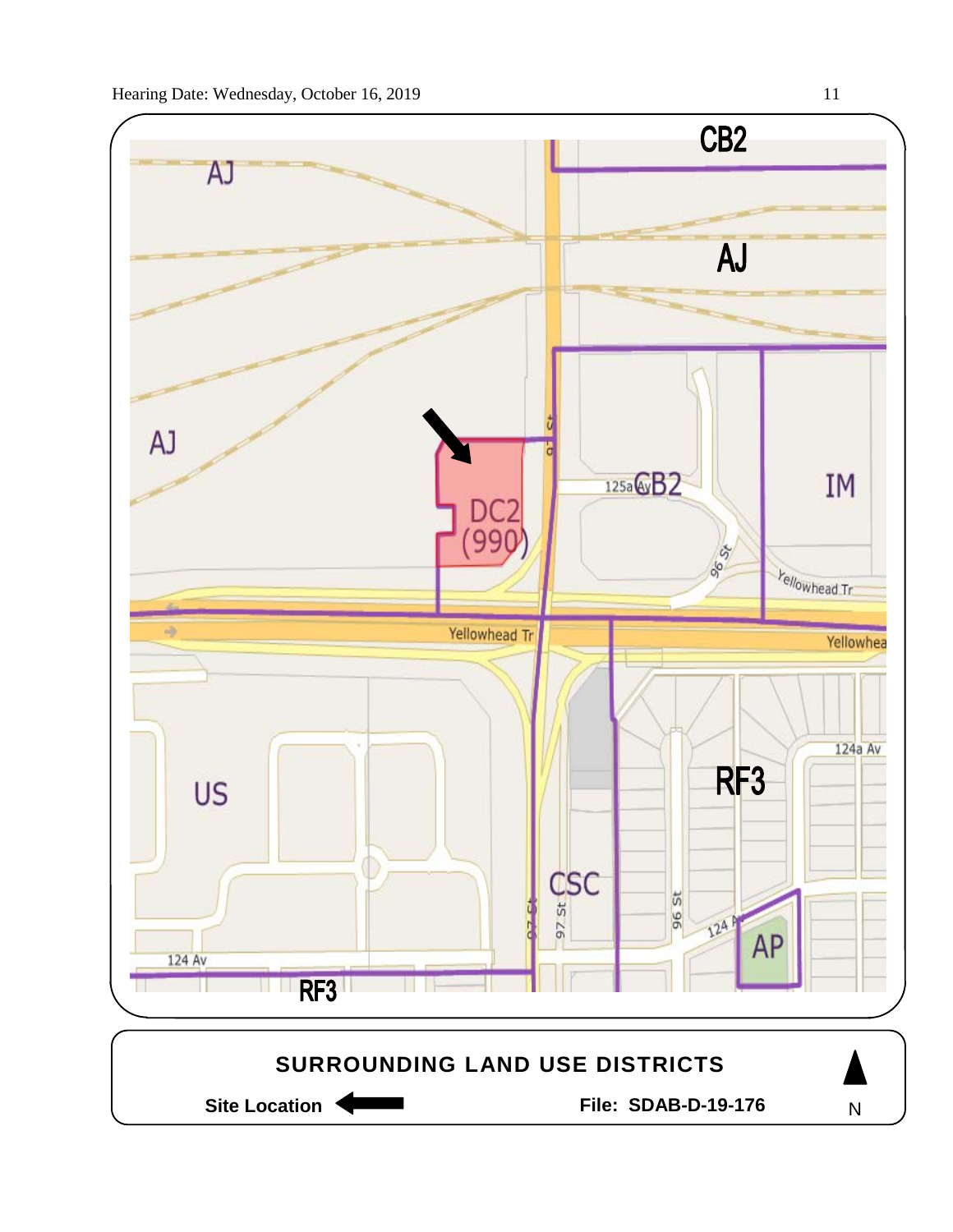AJ

AJ

AJ

CB2

CB2

IM

DC2 (990)

US

CSC

RF3

AP

RF3

125a Av

96 St

97 St

Yellowhead Tr

124a Av

124 Av

**SURROUNDING LAND USE DISTRICTS**

**Site Location** ←

**File: SDAB-D-19-176**

N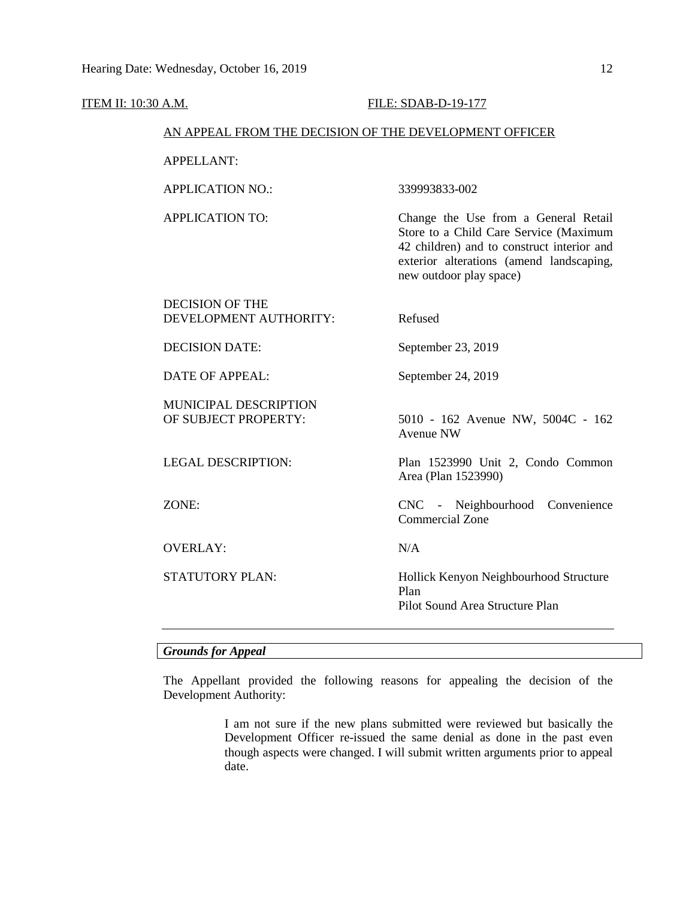ITEM II: 10:30 A.M. FILE: SDAB-D-19-177

AN APPEAL FROM THE DECISION OF THE DEVELOPMENT OFFICER

| | |
|---|---|
| APPELLANT: | |
| APPLICATION NO.: | 339993833-002 |
| APPLICATION TO: | Change the Use from a General Retail Store to a Child Care Service (Maximum 42 children) and to construct interior and exterior alterations (amend landscaping, new outdoor play space) |
| DECISION OF THE DEVELOPMENT AUTHORITY: | Refused |
| DECISION DATE: | September 23, 2019 |
| DATE OF APPEAL: | September 24, 2019 |
| MUNICIPAL DESCRIPTION OF SUBJECT PROPERTY: | 5010 - 162 Avenue NW, 5004C - 162 Avenue NW |
| LEGAL DESCRIPTION: | Plan 1523990 Unit 2, Condo Common Area (Plan 1523990) |
| ZONE: | CNC - Neighbourhood Convenience Commercial Zone |
| OVERLAY: | N/A |
| STATUTORY PLAN: | Hollick Kenyon Neighbourhood Structure Plan<br>Pilot Sound Area Structure Plan |

---

***Grounds for Appeal***

The Appellant provided the following reasons for appealing the decision of the Development Authority:

> I am not sure if the new plans submitted were reviewed but basically the Development Officer re-issued the same denial as done in the past even though aspects were changed. I will submit written arguments prior to appeal date.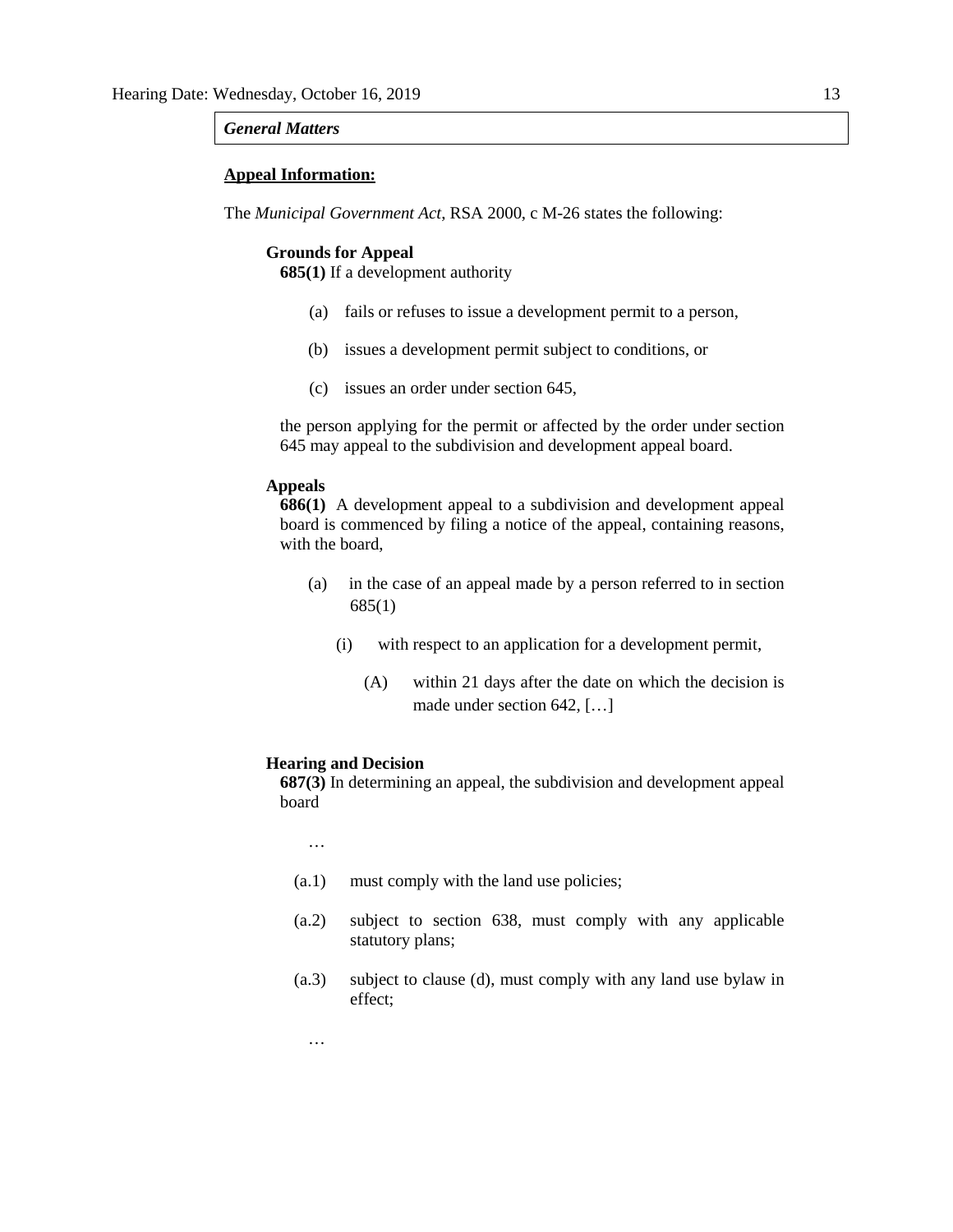*General Matters*

**Appeal Information:**

The *Municipal Government Act*, RSA 2000, c M-26 states the following:

**Grounds for Appeal**

**685(1)** If a development authority

(a) fails or refuses to issue a development permit to a person,

(b) issues a development permit subject to conditions, or

(c) issues an order under section 645,

the person applying for the permit or affected by the order under section 645 may appeal to the subdivision and development appeal board.

**Appeals**

**686(1)** A development appeal to a subdivision and development appeal board is commenced by filing a notice of the appeal, containing reasons, with the board,

(a) in the case of an appeal made by a person referred to in section 685(1)

(i) with respect to an application for a development permit,

(A) within 21 days after the date on which the decision is made under section 642, […]

**Hearing and Decision**

**687(3)** In determining an appeal, the subdivision and development appeal board

…

(a.1) must comply with the land use policies;

(a.2) subject to section 638, must comply with any applicable statutory plans;

(a.3) subject to clause (d), must comply with any land use bylaw in effect;

…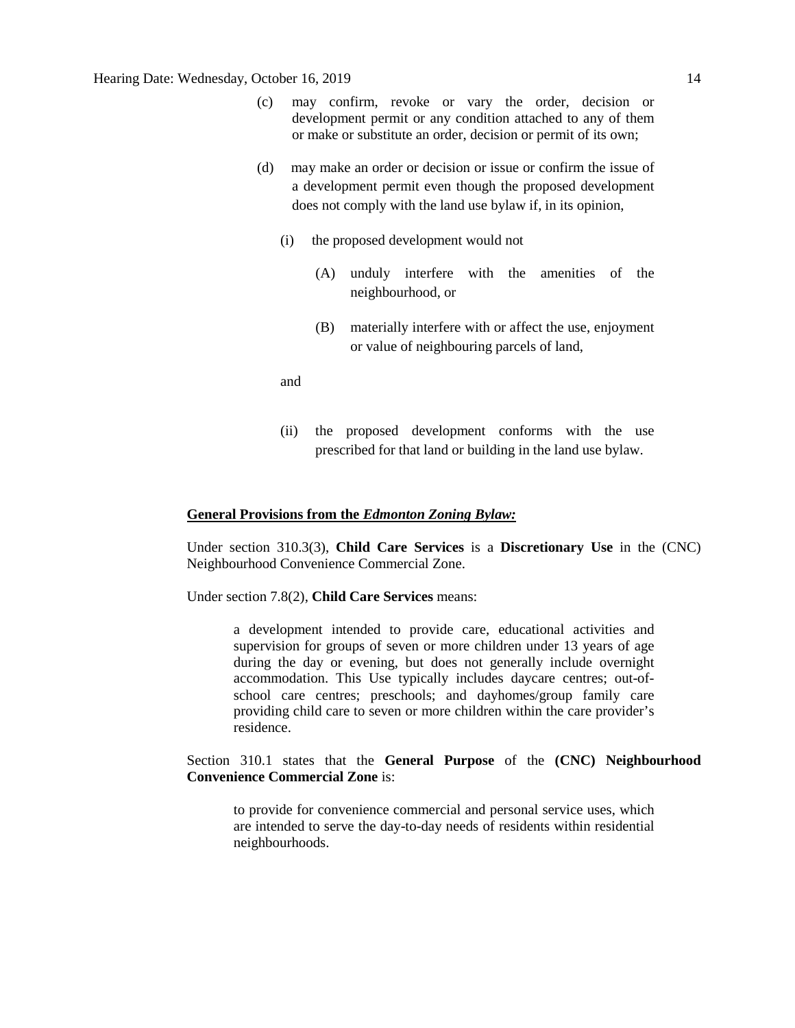(c) may confirm, revoke or vary the order, decision or development permit or any condition attached to any of them or make or substitute an order, decision or permit of its own;

(d) may make an order or decision or issue or confirm the issue of a development permit even though the proposed development does not comply with the land use bylaw if, in its opinion,

   (i) the proposed development would not

      (A) unduly interfere with the amenities of the neighbourhood, or

      (B) materially interfere with or affect the use, enjoyment or value of neighbouring parcels of land,

   and

   (ii) the proposed development conforms with the use prescribed for that land or building in the land use bylaw.

**General Provisions from the *Edmonton Zoning Bylaw:***

Under section 310.3(3), **Child Care Services** is a **Discretionary Use** in the (CNC) Neighbourhood Convenience Commercial Zone.

Under section 7.8(2), **Child Care Services** means:

> a development intended to provide care, educational activities and supervision for groups of seven or more children under 13 years of age during the day or evening, but does not generally include overnight accommodation. This Use typically includes daycare centres; out-of-school care centres; preschools; and dayhomes/group family care providing child care to seven or more children within the care provider's residence.

Section 310.1 states that the **General Purpose** of the **(CNC) Neighbourhood Convenience Commercial Zone** is:

> to provide for convenience commercial and personal service uses, which are intended to serve the day-to-day needs of residents within residential neighbourhoods.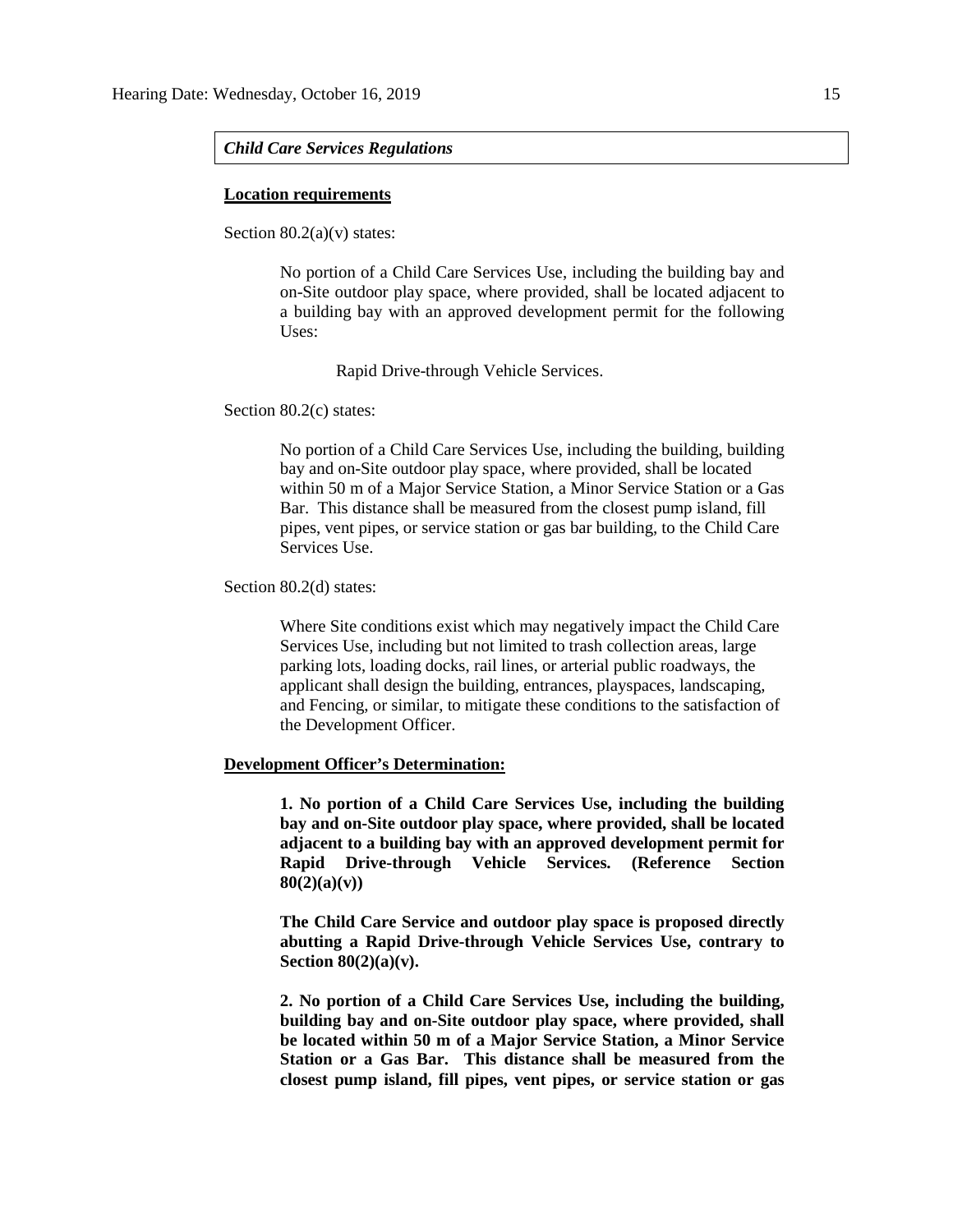***Child Care Services Regulations***

**Location requirements**

Section 80.2(a)(v) states:

> No portion of a Child Care Services Use, including the building bay and on-Site outdoor play space, where provided, shall be located adjacent to a building bay with an approved development permit for the following Uses:
>
> Rapid Drive-through Vehicle Services.

Section 80.2(c) states:

> No portion of a Child Care Services Use, including the building, building bay and on-Site outdoor play space, where provided, shall be located within 50 m of a Major Service Station, a Minor Service Station or a Gas Bar. This distance shall be measured from the closest pump island, fill pipes, vent pipes, or service station or gas bar building, to the Child Care Services Use.

Section 80.2(d) states:

> Where Site conditions exist which may negatively impact the Child Care Services Use, including but not limited to trash collection areas, large parking lots, loading docks, rail lines, or arterial public roadways, the applicant shall design the building, entrances, playspaces, landscaping, and Fencing, or similar, to mitigate these conditions to the satisfaction of the Development Officer.

**Development Officer's Determination:**

> **1. No portion of a Child Care Services Use, including the building bay and on-Site outdoor play space, where provided, shall be located adjacent to a building bay with an approved development permit for Rapid Drive-through Vehicle Services. (Reference Section 80(2)(a)(v))**
>
> **The Child Care Service and outdoor play space is proposed directly abutting a Rapid Drive-through Vehicle Services Use, contrary to Section 80(2)(a)(v).**
>
> **2. No portion of a Child Care Services Use, including the building, building bay and on-Site outdoor play space, where provided, shall be located within 50 m of a Major Service Station, a Minor Service Station or a Gas Bar. This distance shall be measured from the closest pump island, fill pipes, vent pipes, or service station or gas**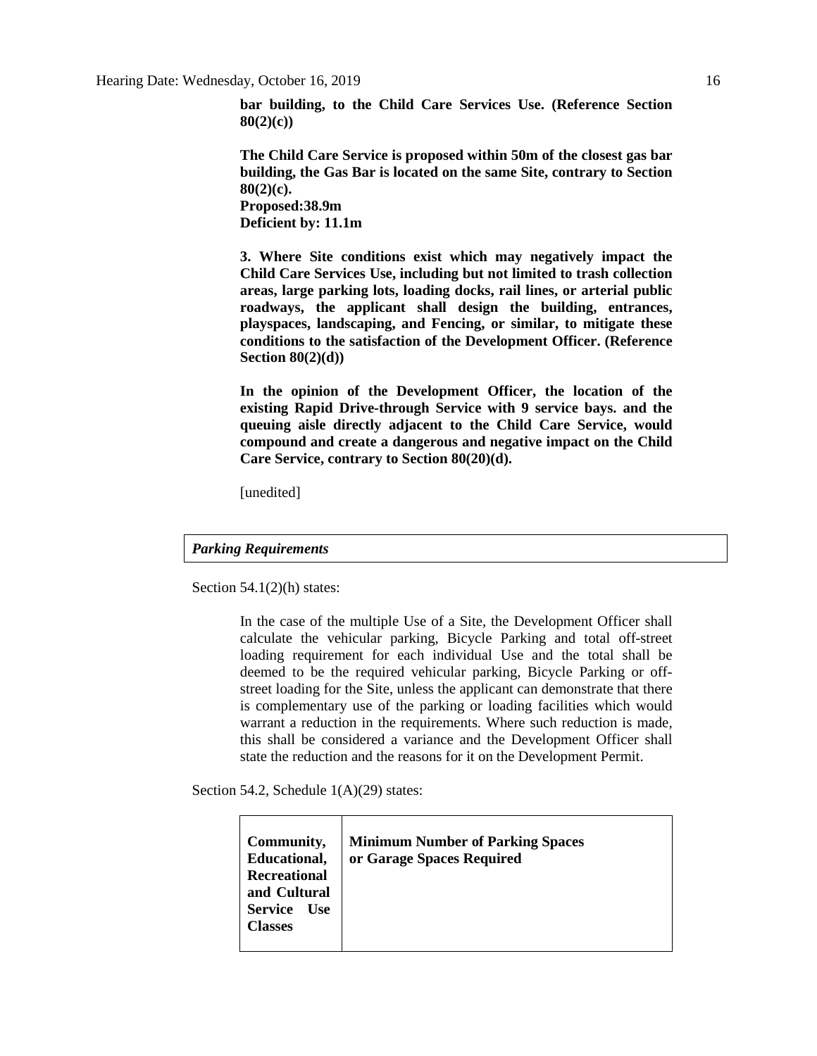**bar building, to the Child Care Services Use. (Reference Section 80(2)(c))**

**The Child Care Service is proposed within 50m of the closest gas bar building, the Gas Bar is located on the same Site, contrary to Section 80(2)(c).**
**Proposed:38.9m**
**Deficient by: 11.1m**

**3. Where Site conditions exist which may negatively impact the Child Care Services Use, including but not limited to trash collection areas, large parking lots, loading docks, rail lines, or arterial public roadways, the applicant shall design the building, entrances, playspaces, landscaping, and Fencing, or similar, to mitigate these conditions to the satisfaction of the Development Officer. (Reference Section 80(2)(d))**

**In the opinion of the Development Officer, the location of the existing Rapid Drive-through Service with 9 service bays. and the queuing aisle directly adjacent to the Child Care Service, would compound and create a dangerous and negative impact on the Child Care Service, contrary to Section 80(20)(d).**

[unedited]

***Parking Requirements***

Section 54.1(2)(h) states:

> In the case of the multiple Use of a Site, the Development Officer shall calculate the vehicular parking, Bicycle Parking and total off-street loading requirement for each individual Use and the total shall be deemed to be the required vehicular parking, Bicycle Parking or off-street loading for the Site, unless the applicant can demonstrate that there is complementary use of the parking or loading facilities which would warrant a reduction in the requirements. Where such reduction is made, this shall be considered a variance and the Development Officer shall state the reduction and the reasons for it on the Development Permit.

Section 54.2, Schedule 1(A)(29) states:

| **Community, Educational, Recreational and Cultural Service Use Classes** | **Minimum Number of Parking Spaces or Garage Spaces Required** |
| --- | --- |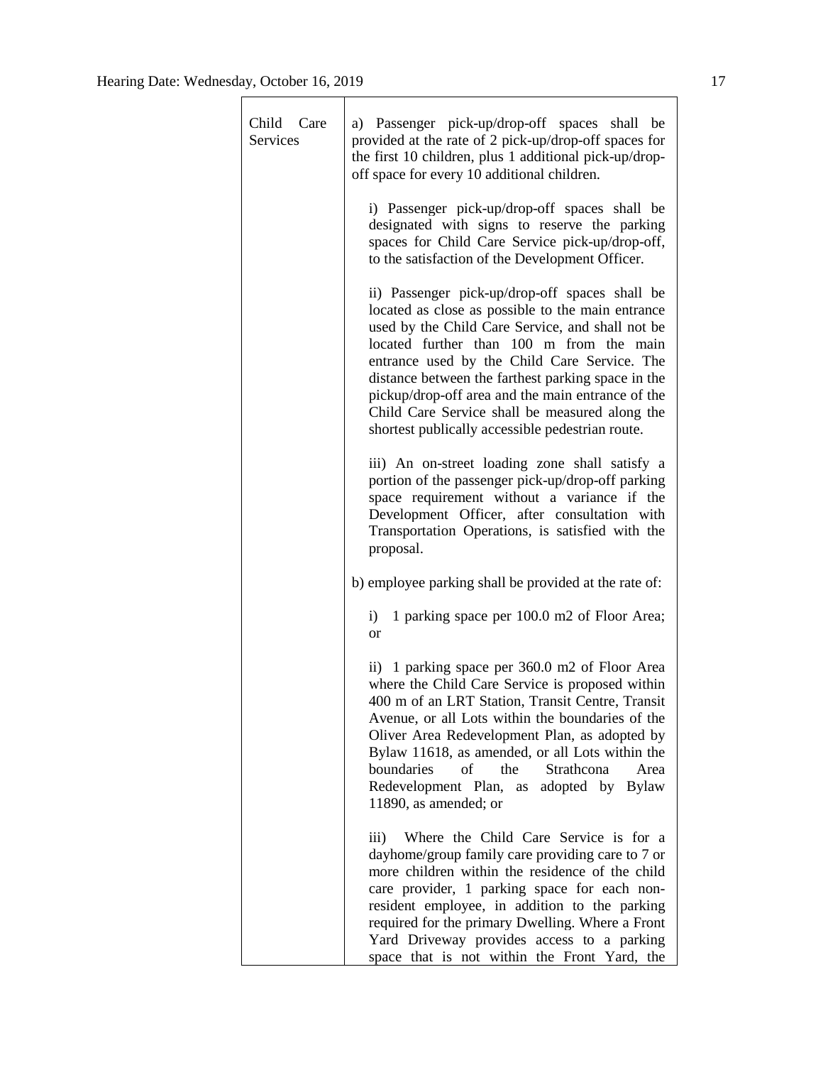| | |
|---|---|
| Child Care Services | a) Passenger pick-up/drop-off spaces shall be provided at the rate of 2 pick-up/drop-off spaces for the first 10 children, plus 1 additional pick-up/drop-off space for every 10 additional children.<br><br>i) Passenger pick-up/drop-off spaces shall be designated with signs to reserve the parking spaces for Child Care Service pick-up/drop-off, to the satisfaction of the Development Officer.<br><br>ii) Passenger pick-up/drop-off spaces shall be located as close as possible to the main entrance used by the Child Care Service, and shall not be located further than 100 m from the main entrance used by the Child Care Service. The distance between the farthest parking space in the pickup/drop-off area and the main entrance of the Child Care Service shall be measured along the shortest publically accessible pedestrian route.<br><br>iii) An on-street loading zone shall satisfy a portion of the passenger pick-up/drop-off parking space requirement without a variance if the Development Officer, after consultation with Transportation Operations, is satisfied with the proposal.<br><br>b) employee parking shall be provided at the rate of:<br><br>i) 1 parking space per 100.0 m2 of Floor Area; or<br><br>ii) 1 parking space per 360.0 m2 of Floor Area where the Child Care Service is proposed within 400 m of an LRT Station, Transit Centre, Transit Avenue, or all Lots within the boundaries of the Oliver Area Redevelopment Plan, as adopted by Bylaw 11618, as amended, or all Lots within the boundaries of the Strathcona Area Redevelopment Plan, as adopted by Bylaw 11890, as amended; or<br><br>iii) Where the Child Care Service is for a dayhome/group family care providing care to 7 or more children within the residence of the child care provider, 1 parking space for each non-resident employee, in addition to the parking required for the primary Dwelling. Where a Front Yard Driveway provides access to a parking space that is not within the Front Yard, the |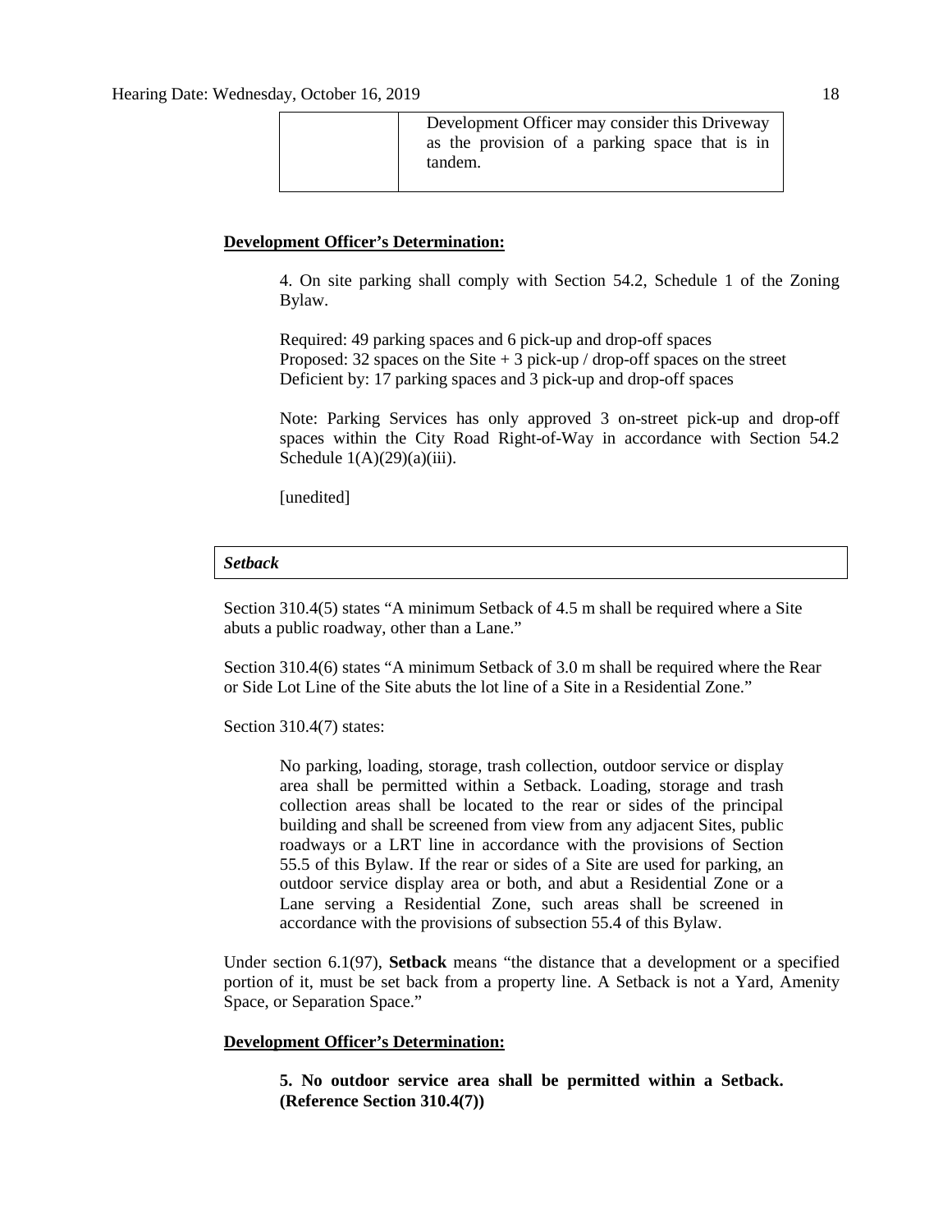| | Development Officer may consider this Driveway as the provision of a parking space that is in tandem. |
|---|---|

**Development Officer's Determination:**

4. On site parking shall comply with Section 54.2, Schedule 1 of the Zoning Bylaw.

Required: 49 parking spaces and 6 pick-up and drop-off spaces
Proposed: 32 spaces on the Site + 3 pick-up / drop-off spaces on the street
Deficient by: 17 parking spaces and 3 pick-up and drop-off spaces

Note: Parking Services has only approved 3 on-street pick-up and drop-off spaces within the City Road Right-of-Way in accordance with Section 54.2 Schedule 1(A)(29)(a)(iii).

[unedited]

***Setback***

Section 310.4(5) states "A minimum Setback of 4.5 m shall be required where a Site abuts a public roadway, other than a Lane."

Section 310.4(6) states "A minimum Setback of 3.0 m shall be required where the Rear or Side Lot Line of the Site abuts the lot line of a Site in a Residential Zone."

Section 310.4(7) states:

> No parking, loading, storage, trash collection, outdoor service or display area shall be permitted within a Setback. Loading, storage and trash collection areas shall be located to the rear or sides of the principal building and shall be screened from view from any adjacent Sites, public roadways or a LRT line in accordance with the provisions of Section 55.5 of this Bylaw. If the rear or sides of a Site are used for parking, an outdoor service display area or both, and abut a Residential Zone or a Lane serving a Residential Zone, such areas shall be screened in accordance with the provisions of subsection 55.4 of this Bylaw.

Under section 6.1(97), **Setback** means "the distance that a development or a specified portion of it, must be set back from a property line. A Setback is not a Yard, Amenity Space, or Separation Space."

**Development Officer's Determination:**

**5. No outdoor service area shall be permitted within a Setback. (Reference Section 310.4(7))**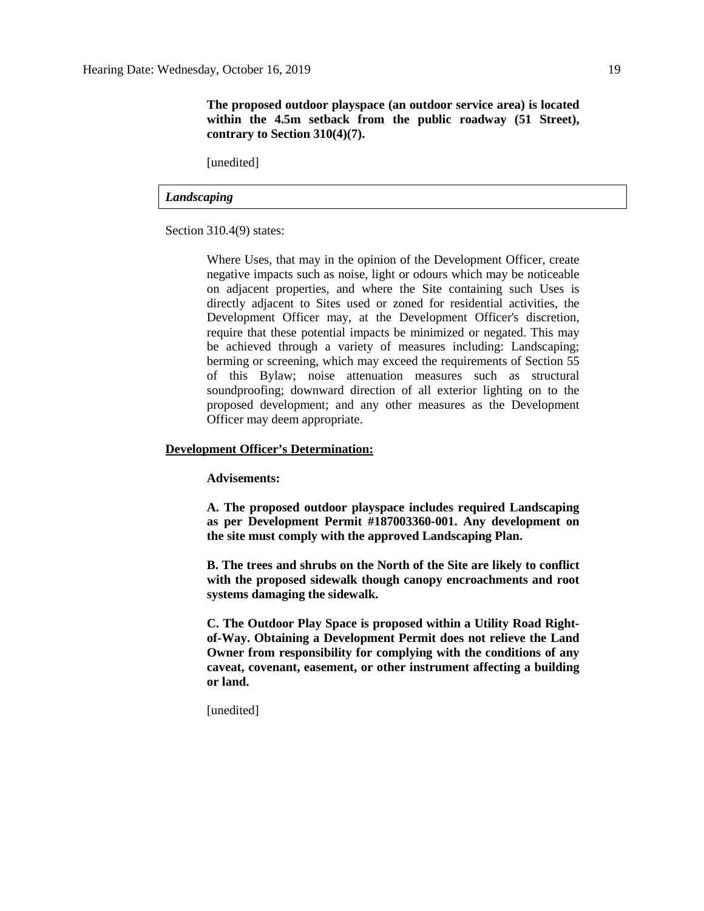**The proposed outdoor playspace (an outdoor service area) is located within the 4.5m setback from the public roadway (51 Street), contrary to Section 310(4)(7).**

[unedited]

### *Landscaping*

Section 310.4(9) states:

> Where Uses, that may in the opinion of the Development Officer, create negative impacts such as noise, light or odours which may be noticeable on adjacent properties, and where the Site containing such Uses is directly adjacent to Sites used or zoned for residential activities, the Development Officer may, at the Development Officer's discretion, require that these potential impacts be minimized or negated. This may be achieved through a variety of measures including: Landscaping; berming or screening, which may exceed the requirements of Section 55 of this Bylaw; noise attenuation measures such as structural soundproofing; downward direction of all exterior lighting on to the proposed development; and any other measures as the Development Officer may deem appropriate.

**<u>Development Officer's Determination:</u>**

**Advisements:**

**A. The proposed outdoor playspace includes required Landscaping as per Development Permit #187003360-001. Any development on the site must comply with the approved Landscaping Plan.**

**B. The trees and shrubs on the North of the Site are likely to conflict with the proposed sidewalk though canopy encroachments and root systems damaging the sidewalk.**

**C. The Outdoor Play Space is proposed within a Utility Road Right-of-Way. Obtaining a Development Permit does not relieve the Land Owner from responsibility for complying with the conditions of any caveat, covenant, easement, or other instrument affecting a building or land.**

[unedited]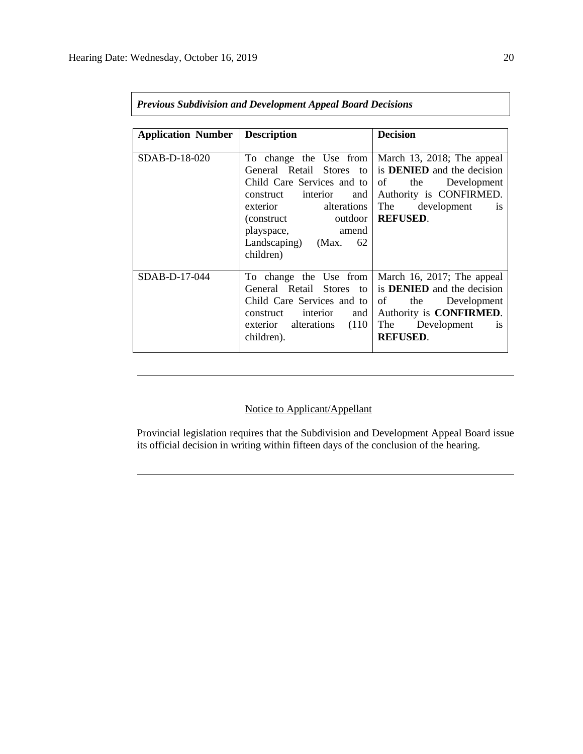***Previous Subdivision and Development Appeal Board Decisions***

| **Application Number** | **Description** | **Decision** |
| --- | --- | --- |
| SDAB-D-18-020 | To change the Use from General Retail Stores to Child Care Services and to construct interior and exterior alterations (construct outdoor playspace, amend Landscaping) (Max. 62 children) | March 13, 2018; The appeal is **DENIED** and the decision of the Development Authority is CONFIRMED. The development is **REFUSED**. |
| SDAB-D-17-044 | To change the Use from General Retail Stores to Child Care Services and to construct interior and exterior alterations (110 children). | March 16, 2017; The appeal is **DENIED** and the decision of the Development Authority is **CONFIRMED**. The Development is **REFUSED**. |

---

Notice to Applicant/Appellant

Provincial legislation requires that the Subdivision and Development Appeal Board issue its official decision in writing within fifteen days of the conclusion of the hearing.

---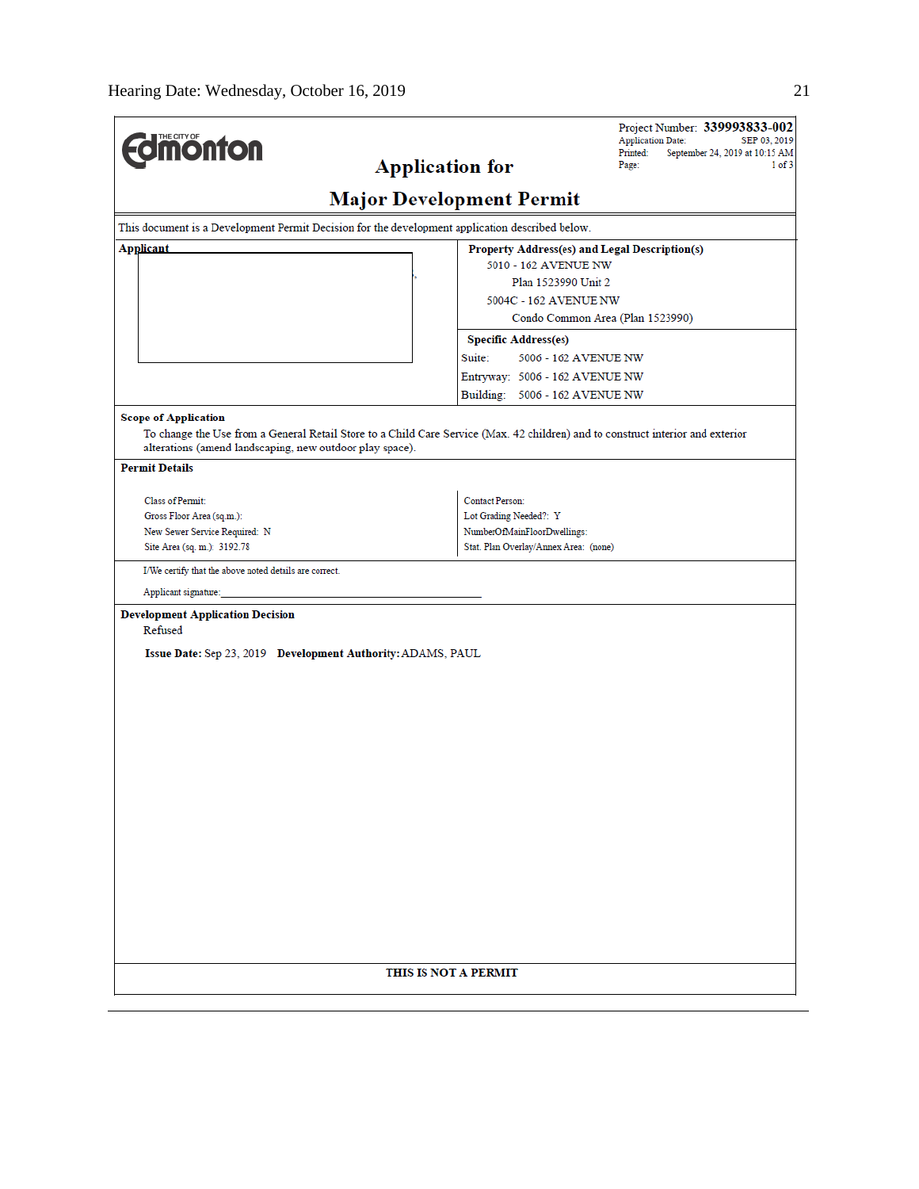**Project Number: 339993833-002**
Application Date: SEP 03, 2019
Printed: September 24, 2019 at 10:15 AM
Page: 1 of 3

THE CITY OF Edmonton

# Application for Major Development Permit

This document is a Development Permit Decision for the development application described below.

**Applicant**

**Property Address(es) and Legal Description(s)**
5010 - 162 AVENUE NW
Plan 1523990 Unit 2
5004C - 162 AVENUE NW
Condo Common Area (Plan 1523990)

**Specific Address(es)**
Suite: 5006 - 162 AVENUE NW
Entryway: 5006 - 162 AVENUE NW
Building: 5006 - 162 AVENUE NW

**Scope of Application**

To change the Use from a General Retail Store to a Child Care Service (Max. 42 children) and to construct interior and exterior alterations (amend landscaping, new outdoor play space).

**Permit Details**

| | |
|---|---|
| Class of Permit: | Contact Person: |
| Gross Floor Area (sq.m.): | Lot Grading Needed?: Y |
| New Sewer Service Required: N | NumberOfMainFloorDwellings: |
| Site Area (sq. m.): 3192.78 | Stat. Plan Overlay/Annex Area: (none) |

I/We certify that the above noted details are correct.

Applicant signature:_______________________________

**Development Application Decision**
Refused

**Issue Date:** Sep 23, 2019 **Development Authority:** ADAMS, PAUL

**THIS IS NOT A PERMIT**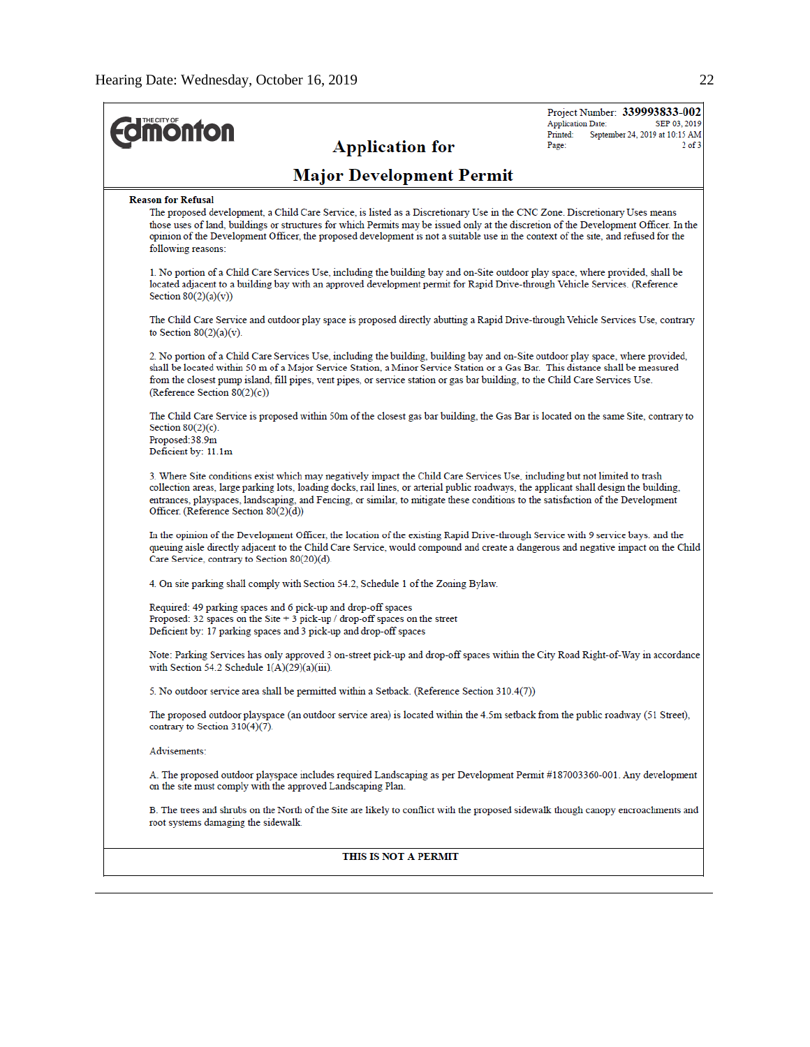THE CITY OF Edmonton

Project Number: **339993833-002**
Application Date: SEP 03, 2019
Printed: September 24, 2019 at 10:15 AM

# Application for

# Major Development Permit

**Reason for Refusal**

The proposed development, a Child Care Service, is listed as a Discretionary Use in the CNC Zone. Discretionary Uses means those uses of land, buildings or structures for which Permits may be issued only at the discretion of the Development Officer. In the opinion of the Development Officer, the proposed development is not a suitable use in the context of the site, and refused for the following reasons:

1. No portion of a Child Care Services Use, including the building bay and on-Site outdoor play space, where provided, shall be located adjacent to a building bay with an approved development permit for Rapid Drive-through Vehicle Services. (Reference Section 80(2)(a)(v))

The Child Care Service and outdoor play space is proposed directly abutting a Rapid Drive-through Vehicle Services Use, contrary to Section 80(2)(a)(v).

2. No portion of a Child Care Services Use, including the building, building bay and on-Site outdoor play space, where provided, shall be located within 50 m of a Major Service Station, a Minor Service Station or a Gas Bar. This distance shall be measured from the closest pump island, fill pipes, vent pipes, or service station or gas bar building, to the Child Care Services Use. (Reference Section 80(2)(c))

The Child Care Service is proposed within 50m of the closest gas bar building, the Gas Bar is located on the same Site, contrary to Section 80(2)(c).
Proposed:38.9m
Deficient by: 11.1m

3. Where Site conditions exist which may negatively impact the Child Care Services Use, including but not limited to trash collection areas, large parking lots, loading docks, rail lines, or arterial public roadways, the applicant shall design the building, entrances, playspaces, landscaping, and Fencing, or similar, to mitigate these conditions to the satisfaction of the Development Officer. (Reference Section 80(2)(d))

In the opinion of the Development Officer, the location of the existing Rapid Drive-through Service with 9 service bays. and the queuing aisle directly adjacent to the Child Care Service, would compound and create a dangerous and negative impact on the Child Care Service, contrary to Section 80(20)(d).

4. On site parking shall comply with Section 54.2, Schedule 1 of the Zoning Bylaw.

Required: 49 parking spaces and 6 pick-up and drop-off spaces
Proposed: 32 spaces on the Site + 3 pick-up / drop-off spaces on the street
Deficient by: 17 parking spaces and 3 pick-up and drop-off spaces

Note: Parking Services has only approved 3 on-street pick-up and drop-off spaces within the City Road Right-of-Way in accordance with Section 54.2 Schedule 1(A)(29)(a)(iii).

5. No outdoor service area shall be permitted within a Setback. (Reference Section 310.4(7))

The proposed outdoor playspace (an outdoor service area) is located within the 4.5m setback from the public roadway (51 Street), contrary to Section 310(4)(7).

Advisements:

A. The proposed outdoor playspace includes required Landscaping as per Development Permit #187003360-001. Any development on the site must comply with the approved Landscaping Plan.

B. The trees and shrubs on the North of the Site are likely to conflict with the proposed sidewalk though canopy encroachments and root systems damaging the sidewalk.

**THIS IS NOT A PERMIT**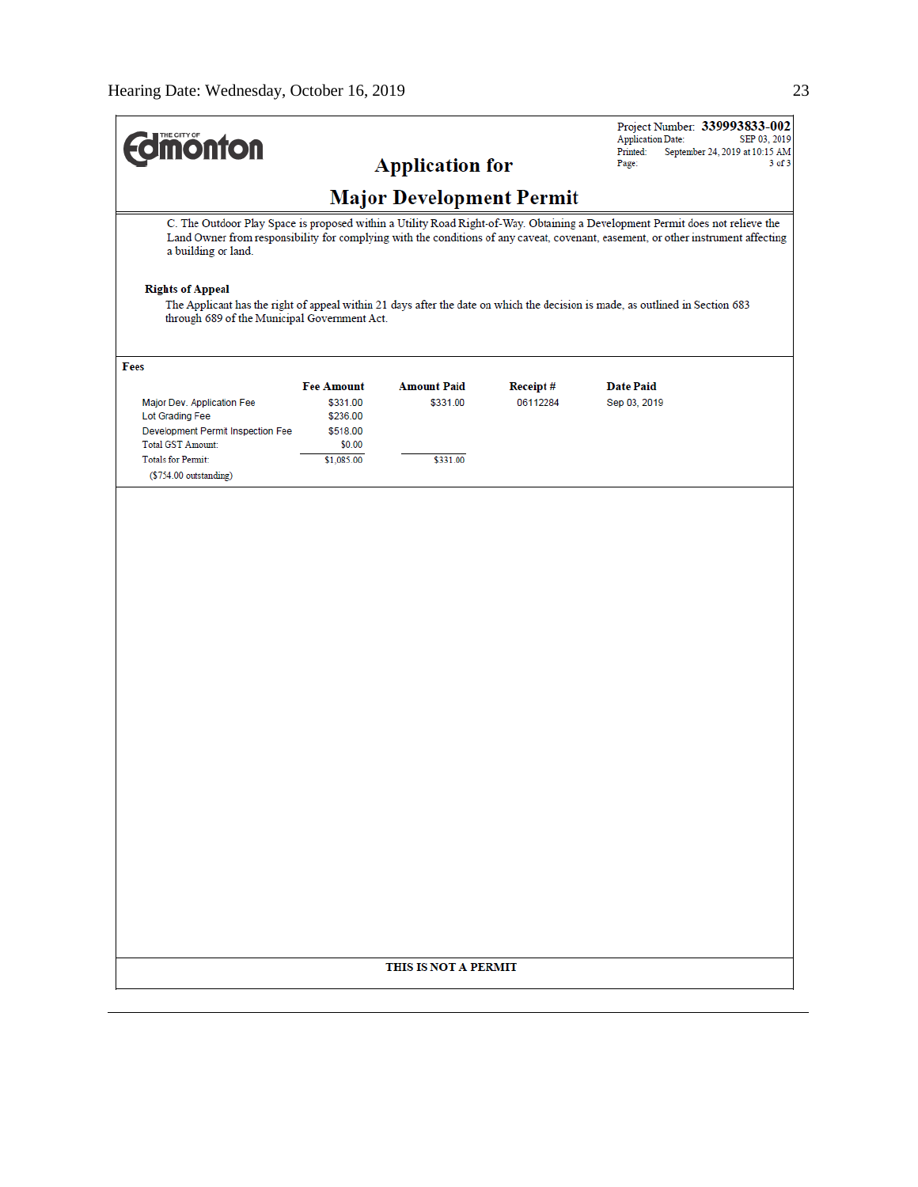Project Number: **339993833-002**
Application Date: SEP 03, 2019
Printed: September 24, 2019 at 10:15 AM

# Application for Major Development Permit

C. The Outdoor Play Space is proposed within a Utility Road Right-of-Way. Obtaining a Development Permit does not relieve the Land Owner from responsibility for complying with the conditions of any caveat, covenant, easement, or other instrument affecting a building or land.

**Rights of Appeal**

The Applicant has the right of appeal within 21 days after the date on which the decision is made, as outlined in Section 683 through 689 of the Municipal Government Act.

**Fees**

| | Fee Amount | Amount Paid | Receipt # | Date Paid |
|---|---|---|---|---|
| Major Dev. Application Fee | $331.00 | $331.00 | 06112284 | Sep 03, 2019 |
| Lot Grading Fee | $236.00 | | | |
| Development Permit Inspection Fee | $518.00 | | | |
| Total GST Amount: | $0.00 | | | |
| Totals for Permit: | $1,085.00 | $331.00 | | |
| ($754.00 outstanding) | | | | |

**THIS IS NOT A PERMIT**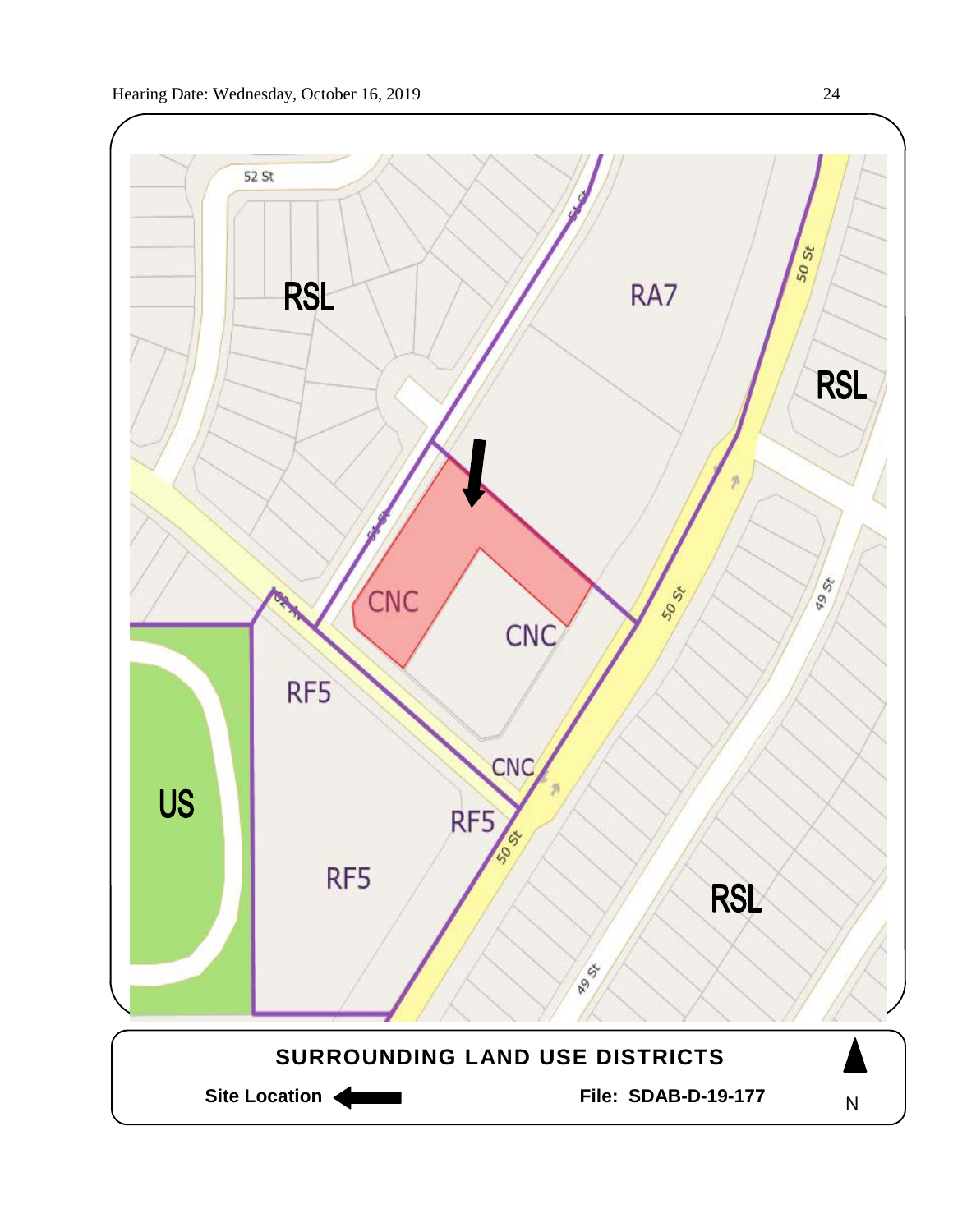52 St

RSL

51 St

RA7

50 St

RSL

51 St

CNC

CNC

82 Av

RF5

CNC

50 St

49 St

US

RF5

RF5

50 St

RSL

49 St

**SURROUNDING LAND USE DISTRICTS**

**Site Location** ⬅

**File: SDAB-D-19-177**

N